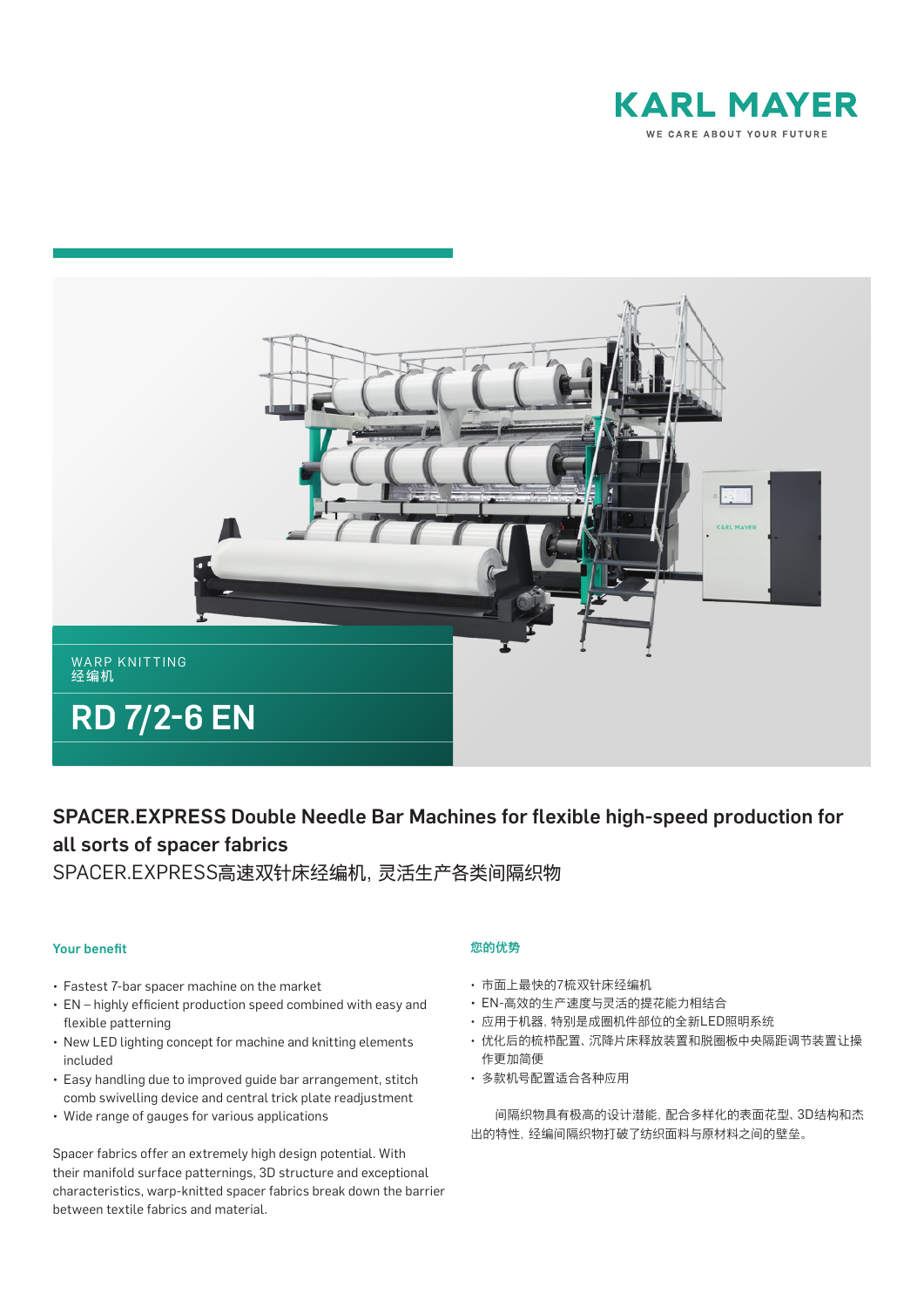KARL MAYER

WE CARE ABOUT YOUR FUTURE

WARP KNITTING
经编机

# RD 7/2-6 EN

## SPACER.EXPRESS Double Needle Bar Machines for flexible high-speed production for all sorts of spacer fabrics

SPACER.EXPRESS高速双针床经编机，灵活生产各类间隔织物

### Your benefit

- Fastest 7-bar spacer machine on the market
- EN – highly efficient production speed combined with easy and flexible patterning
- New LED lighting concept for machine and knitting elements included
- Easy handling due to improved guide bar arrangement, stitch comb swivelling device and central trick plate readjustment
- Wide range of gauges for various applications

Spacer fabrics offer an extremely high design potential. With their manifold surface patternings, 3D structure and exceptional characteristics, warp-knitted spacer fabrics break down the barrier between textile fabrics and material.

### 您的优势

- 市面上最快的7梳双针床经编机
- EN-高效的生产速度与灵活的提花能力相结合
- 应用于机器，特别是成圈机件部位的全新LED照明系统
- 优化后的梳栉配置、沉降片床释放装置和脱圈板中央隔距调节装置让操作更加简便
- 多款机号配置适合各种应用

间隔织物具有极高的设计潜能，配合多样化的表面花型、3D结构和杰出的特性，经编间隔织物打破了纺织面料与原材料之间的壁垒。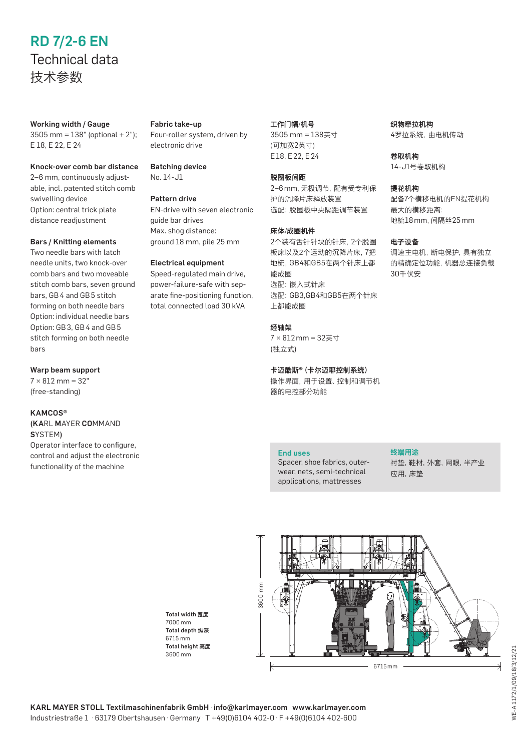# RD 7/2-6 EN

## Technical data
## 技术参数

**Working width / Gauge**
3505 mm = 138" (optional + 2");
E 18, E 22, E 24

**Knock-over comb bar distance**
2–6 mm, continuously adjustable, incl. patented stitch comb swivelling device
Option: central trick plate distance readjustment

**Bars / Knitting elements**
Two needle bars with latch needle units, two knock-over comb bars and two moveable stitch comb bars, seven ground bars, GB 4 and GB 5 stitch forming on both needle bars
Option: individual needle bars
Option: GB 3, GB 4 and GB 5 stitch forming on both needle bars

**Warp beam support**
7 × 812 mm = 32"
(free-standing)

**KAMCOS®**
**(KA**RL **M**AYER **CO**MMAND **S**YSTEM**)**
Operator interface to configure, control and adjust the electronic functionality of the machine

**Fabric take-up**
Four-roller system, driven by electronic drive

**Batching device**
No. 14-J1

**Pattern drive**
EN-drive with seven electronic guide bar drives
Max. shog distance:
ground 18 mm, pile 25 mm

**Electrical equipment**
Speed-regulated main drive, power-failure-safe with separate fine-positioning function, total connected load 30 kVA

**工作门幅/机号**
3505 mm = 138英寸
(可加宽2英寸)
E 18, E 22, E 24

**脱圈板间距**
2–6 mm, 无极调节, 配有受专利保护的沉降片床释放装置
选配: 脱圈板中央隔距调节装置

**床体/成圈机件**
2个装有舌针针块的针床, 2个脱圈板床以及2个运动的沉降片床, 7把地梳, GB4和GB5在两个针床上都能成圈
选配: 嵌入式针床
选配: GB3,GB4和GB5在两个针床上都能成圈

**经轴架**
7 × 812 mm = 32英寸
(独立式)

**卡迈酷斯® (卡尔迈耶控制系统)**
操作界面, 用于设置、控制和调节机器的电控部分功能

**织物牵拉机构**
4罗拉系统, 由电机传动

**卷取机构**
14-J1号卷取机构

**提花机构**
配备7个横移电机的EN提花机构
最大的横移距离:
地梳18 mm, 间隔丝25 mm

**电子设备**
调速主电机, 断电保护, 具有独立的精确定位功能, 机器总连接负载30千伏安

**End uses**
Spacer, shoe fabrics, outerwear, nets, semi-technical applications, mattresses

**终端用途**
衬垫, 鞋材, 外套, 网眼, 半产业应用, 床垫

**Total width 宽度**
7000 mm
**Total depth 纵深**
6715 mm
**Total height 高度**
3600 mm

3600 mm
6715 mm

**KARL MAYER STOLL Textilmaschinenfabrik GmbH** · **info@karlmayer.com** · **www.karlmayer.com**
Industriestraße 1 · 63179 Obertshausen · Germany · T +49(0)6104 402-0 · F +49(0)6104 402-600

WE-A 1172/1/09/18/3/12/21